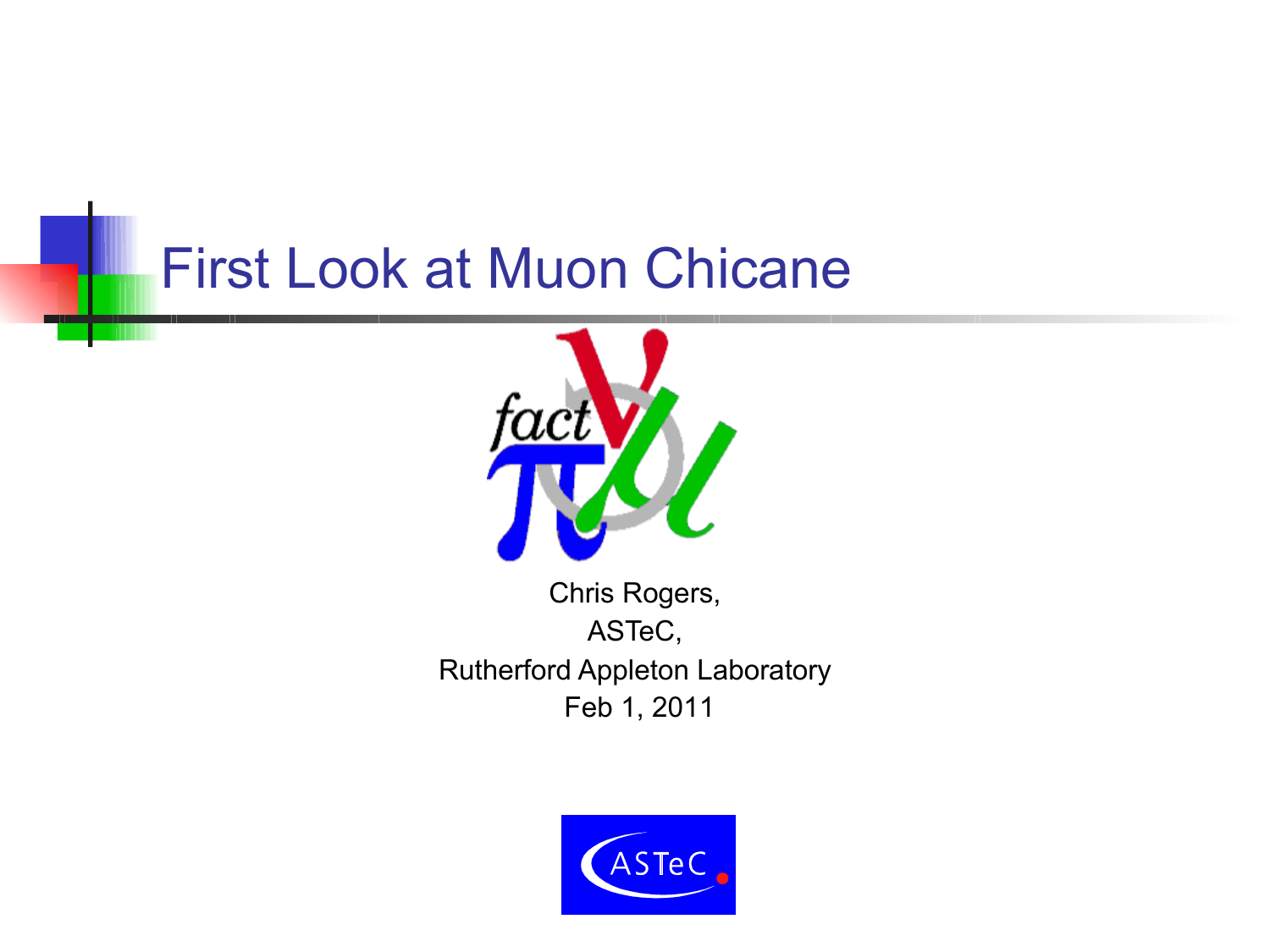# First Look at Muon Chicane

Chris Rogers,
ASTeC,
Rutherford Appleton Laboratory
Feb 1, 2011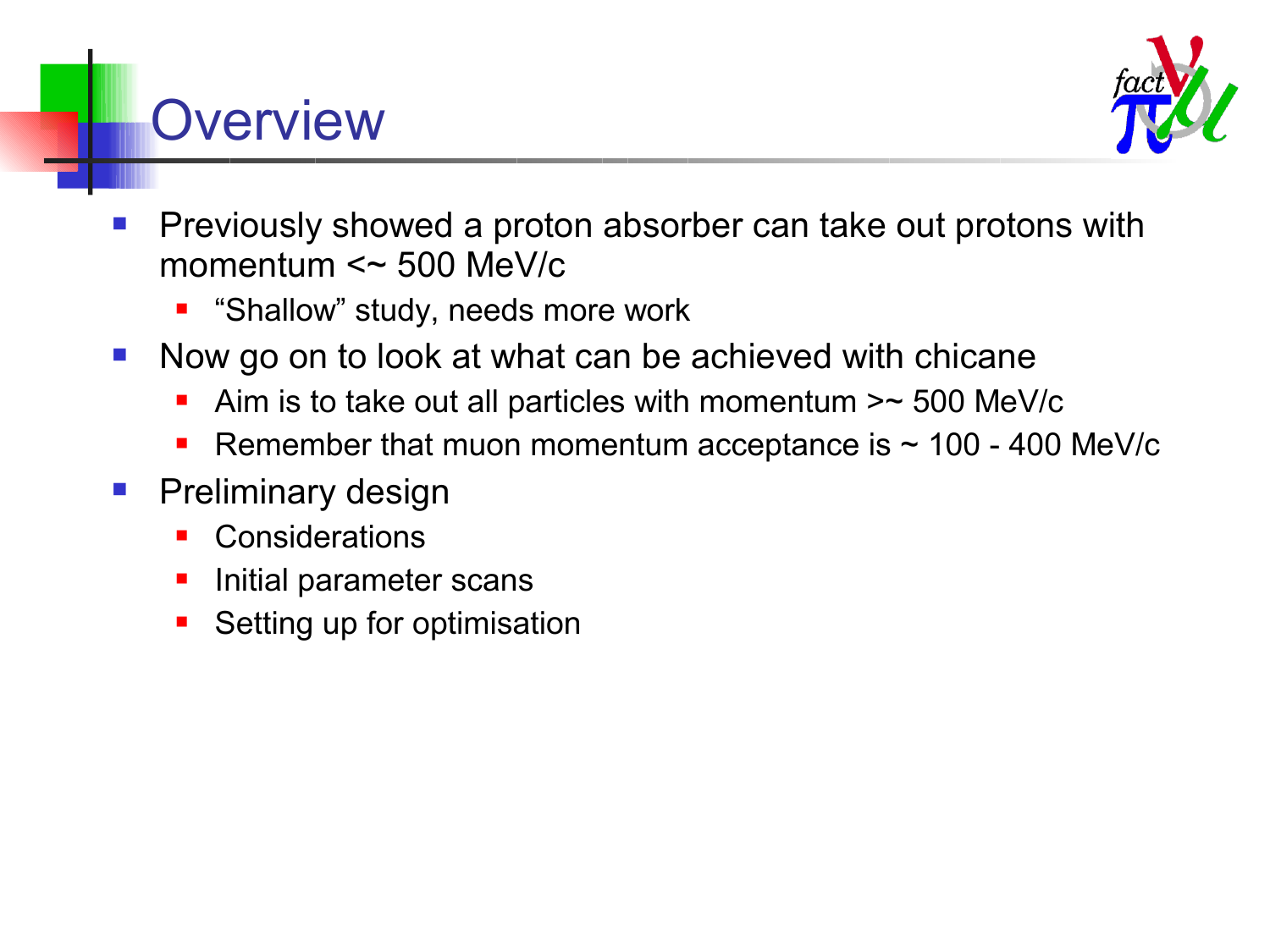# Overview

- Previously showed a proton absorber can take out protons with momentum <~ 500 MeV/c
  - "Shallow" study, needs more work
- Now go on to look at what can be achieved with chicane
  - Aim is to take out all particles with momentum >~ 500 MeV/c
  - Remember that muon momentum acceptance is ~ 100 - 400 MeV/c
- Preliminary design
  - Considerations
  - Initial parameter scans
  - Setting up for optimisation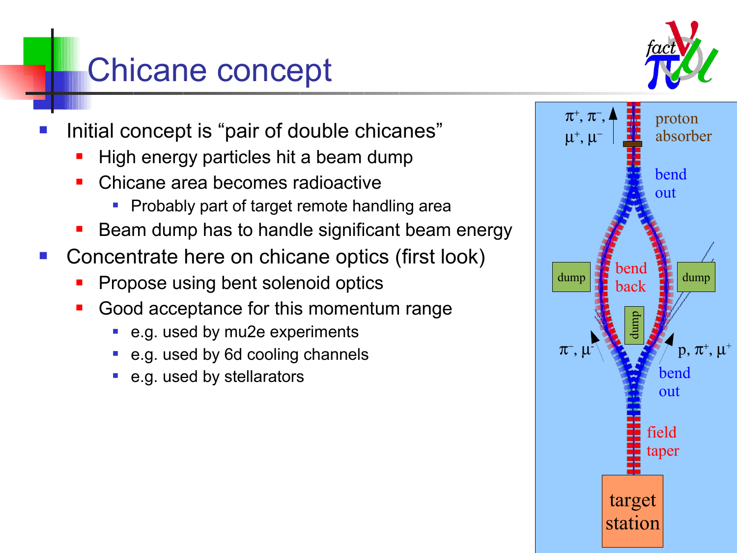# Chicane concept

- Initial concept is "pair of double chicanes"
  - High energy particles hit a beam dump
  - Chicane area becomes radioactive
    - Probably part of target remote handling area
  - Beam dump has to handle significant beam energy
- Concentrate here on chicane optics (first look)
  - Propose using bent solenoid optics
  - Good acceptance for this momentum range
    - e.g. used by mu2e experiments
    - e.g. used by 6d cooling channels
    - e.g. used by stellarators

$\pi^+$, $\pi^-$, $\mu^+$, $\mu^-$

proton absorber

bend out

dump

bend back

dump

dump

$\pi^-$, $\mu^-$

p, $\pi^+$, $\mu^+$

bend out

field taper

target station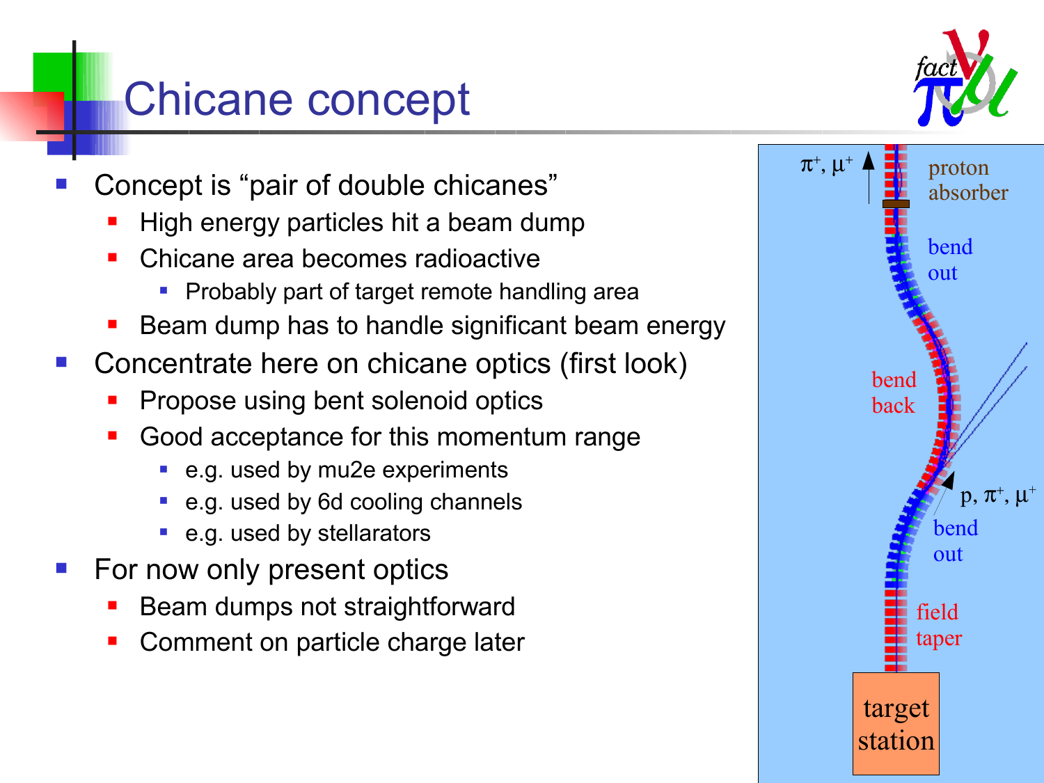# Chicane concept

- Concept is "pair of double chicanes"
  - High energy particles hit a beam dump
  - Chicane area becomes radioactive
    - Probably part of target remote handling area
  - Beam dump has to handle significant beam energy
- Concentrate here on chicane optics (first look)
  - Propose using bent solenoid optics
  - Good acceptance for this momentum range
    - e.g. used by mu2e experiments
    - e.g. used by 6d cooling channels
    - e.g. used by stellarators
- For now only present optics
  - Beam dumps not straightforward
  - Comment on particle charge later

$\pi^+, \mu^+$

proton absorber

bend out

bend back

$p, \pi^+, \mu^+$

bend out

field taper

target station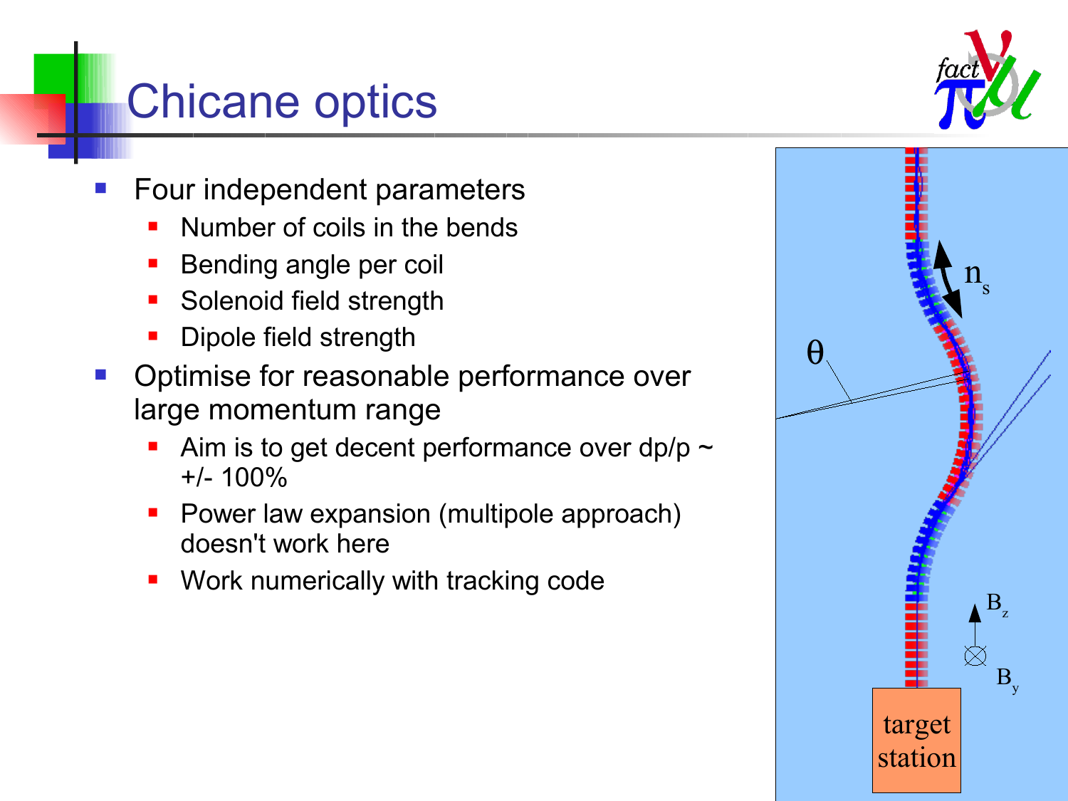# Chicane optics

- Four independent parameters
  - Number of coils in the bends
  - Bending angle per coil
  - Solenoid field strength
  - Dipole field strength
- Optimise for reasonable performance over large momentum range
  - Aim is to get decent performance over dp/p ~ +/- 100%
  - Power law expansion (multipole approach) doesn't work here
  - Work numerically with tracking code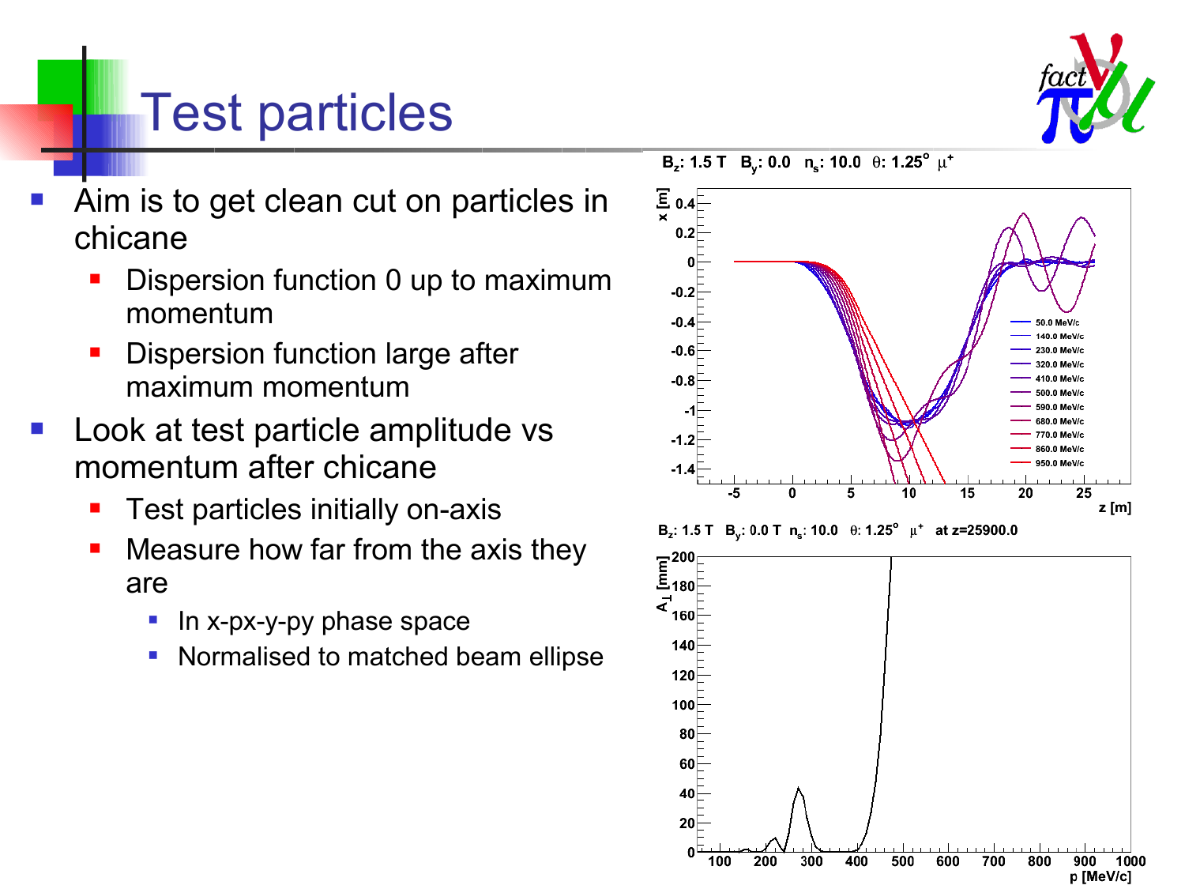# Test particles

- Aim is to get clean cut on particles in chicane
  - Dispersion function 0 up to maximum momentum
  - Dispersion function large after maximum momentum
- Look at test particle amplitude vs momentum after chicane
  - Test particles initially on-axis
  - Measure how far from the axis they are
    - In x-px-y-py phase space
    - Normalised to matched beam ellipse

$B_z$: 1.5 T $B_y$: 0.0 $n_s$: 10.0 $\theta$: 1.25° $\mu^+$

$B_z$: 1.5 T $B_y$: 0.0 T $n_s$: 10.0 $\theta$: 1.25° $\mu^+$ at z=25900.0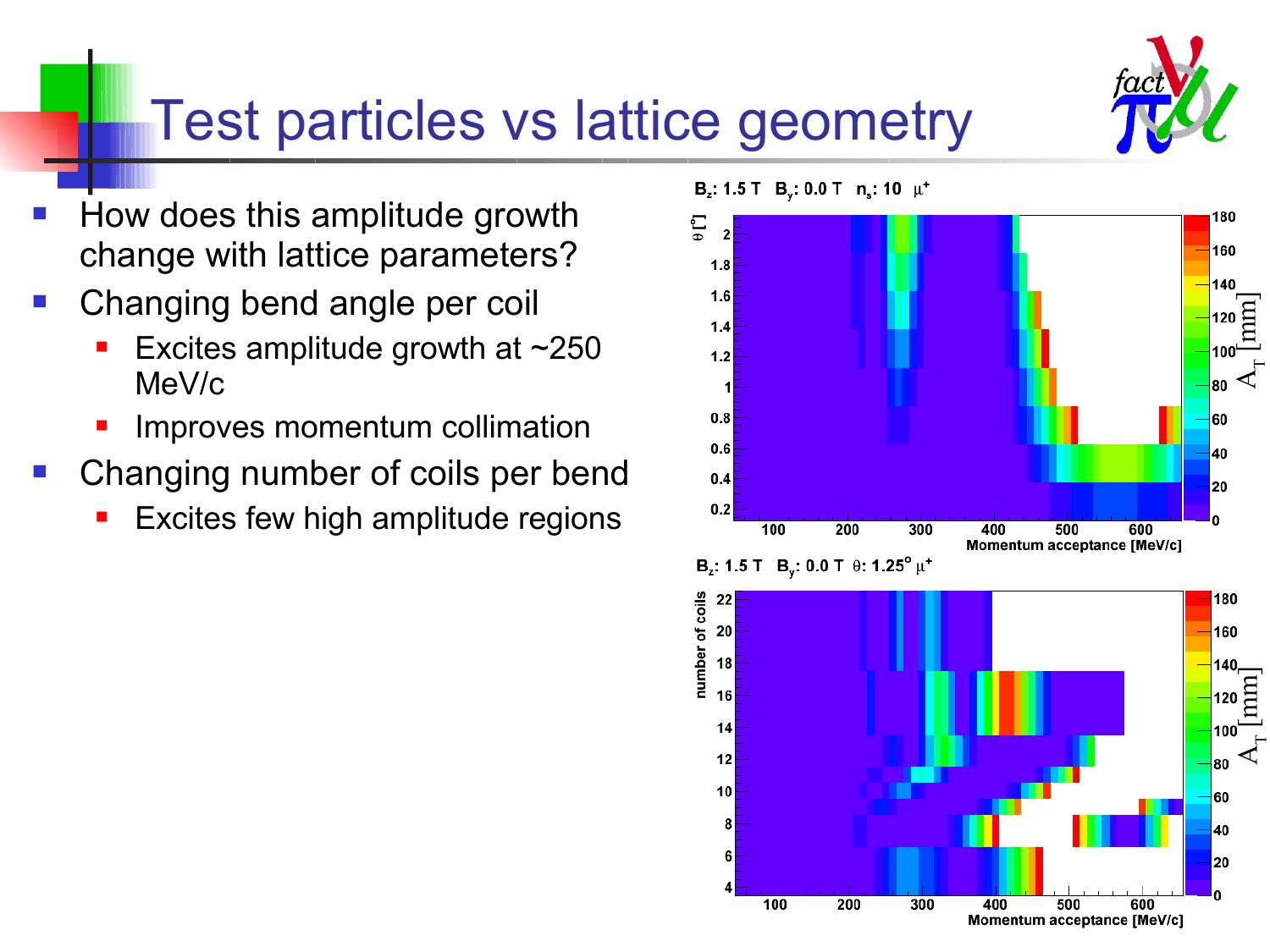# Test particles vs lattice geometry

- How does this amplitude growth change with lattice parameters?
- Changing bend angle per coil
  - Excites amplitude growth at ~250 MeV/c
  - Improves momentum collimation
- Changing number of coils per bend
  - Excites few high amplitude regions

$B_z$: 1.5 T $B_y$: 0.0 T $n_s$: 10 $\mu^+$

$B_z$: 1.5 T $B_y$: 0.0 T $\theta$: 1.25° $\mu^+$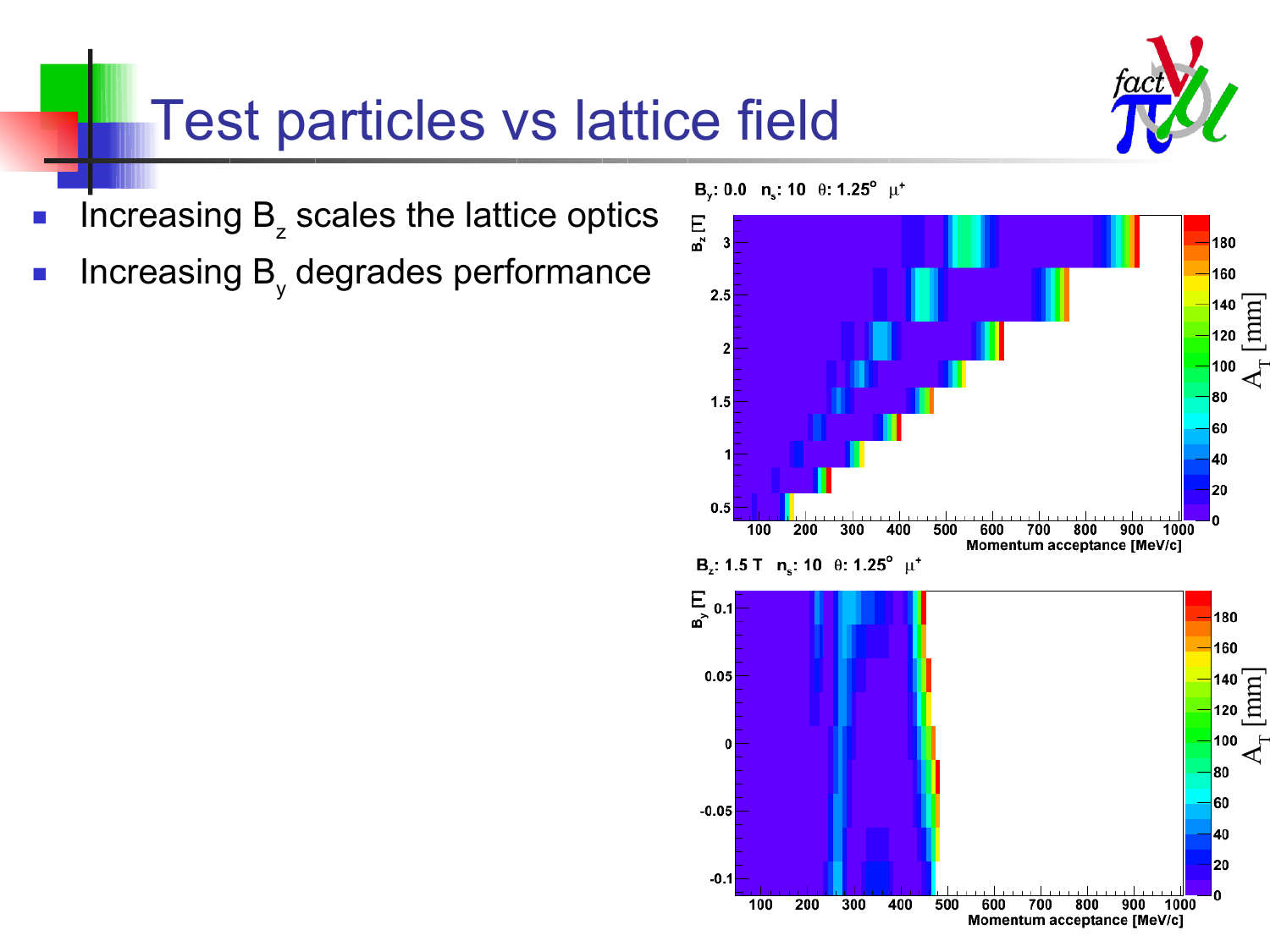# Test particles vs lattice field

- Increasing $B_z$ scales the lattice optics
- Increasing $B_y$ degrades performance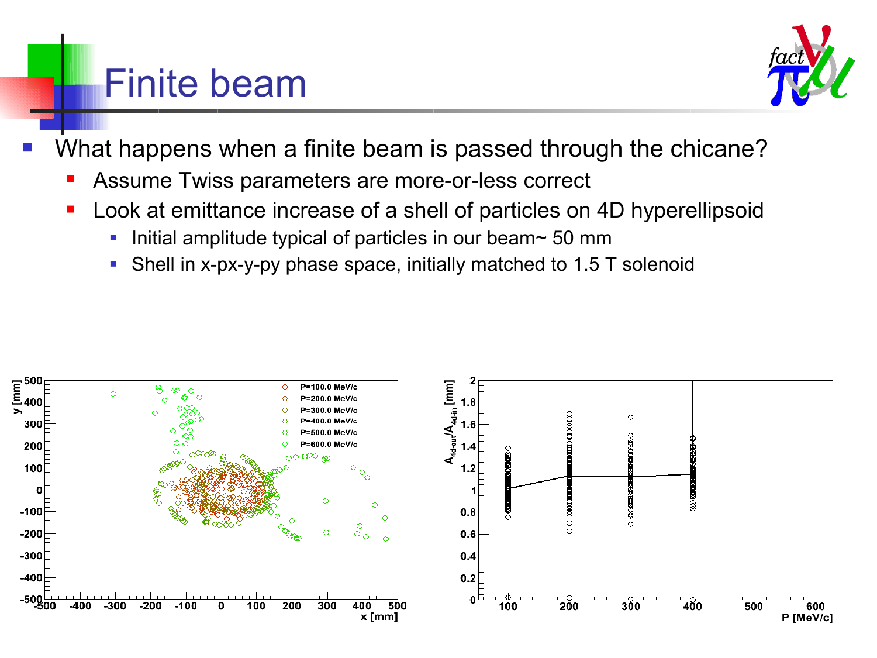# Finite beam

- What happens when a finite beam is passed through the chicane?
  - Assume Twiss parameters are more-or-less correct
  - Look at emittance increase of a shell of particles on 4D hyperellipsoid
    - Initial amplitude typical of particles in our beam~ 50 mm
    - Shell in x-px-y-py phase space, initially matched to 1.5 T solenoid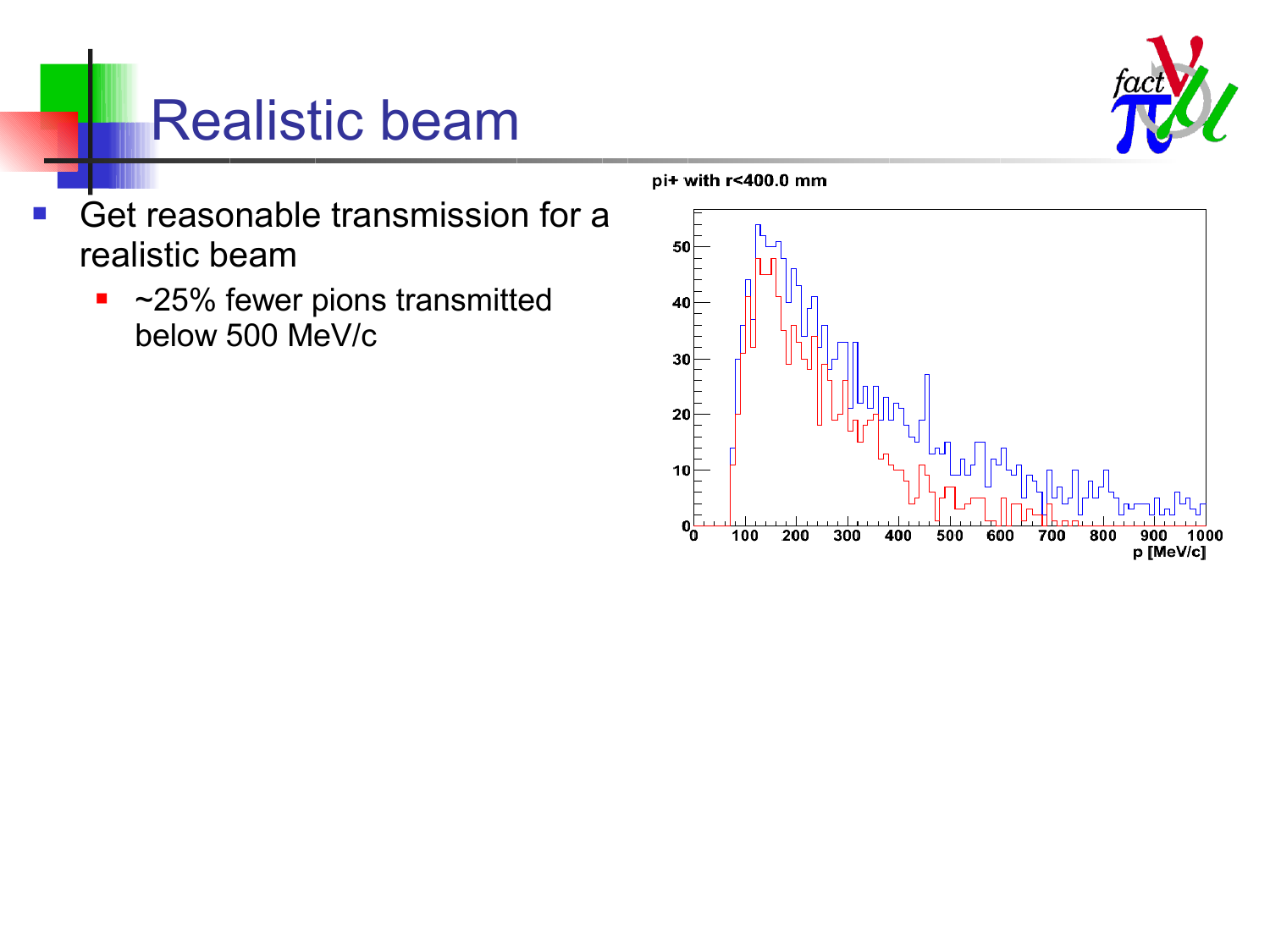# Realistic beam

- Get reasonable transmission for a realistic beam
  - ~25% fewer pions transmitted below 500 MeV/c

pi+ with r<400.0 mm

p [MeV/c]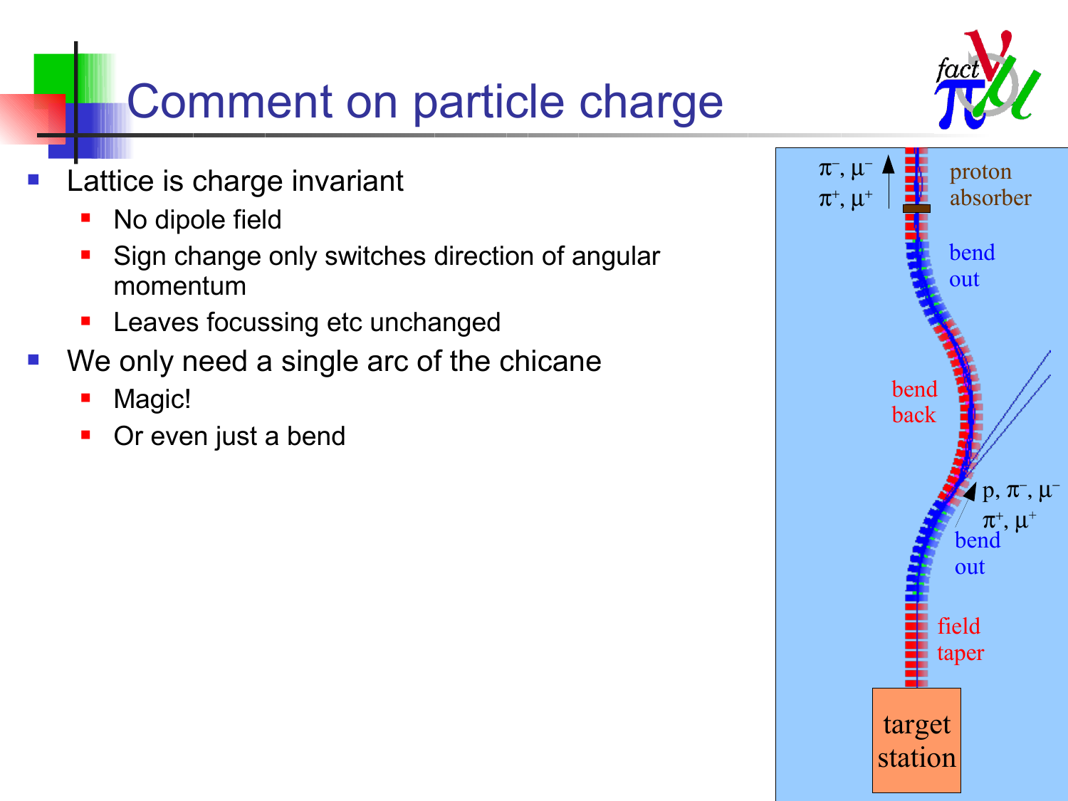# Comment on particle charge

- Lattice is charge invariant
  - No dipole field
  - Sign change only switches direction of angular momentum
  - Leaves focussing etc unchanged
- We only need a single arc of the chicane
  - Magic!
  - Or even just a bend

$\pi^-, \mu^-$
$\pi^+, \mu^+$

proton absorber

bend out

bend back

$p, \pi^-, \mu^-$
$\pi^+, \mu^+$

bend out

field taper

target station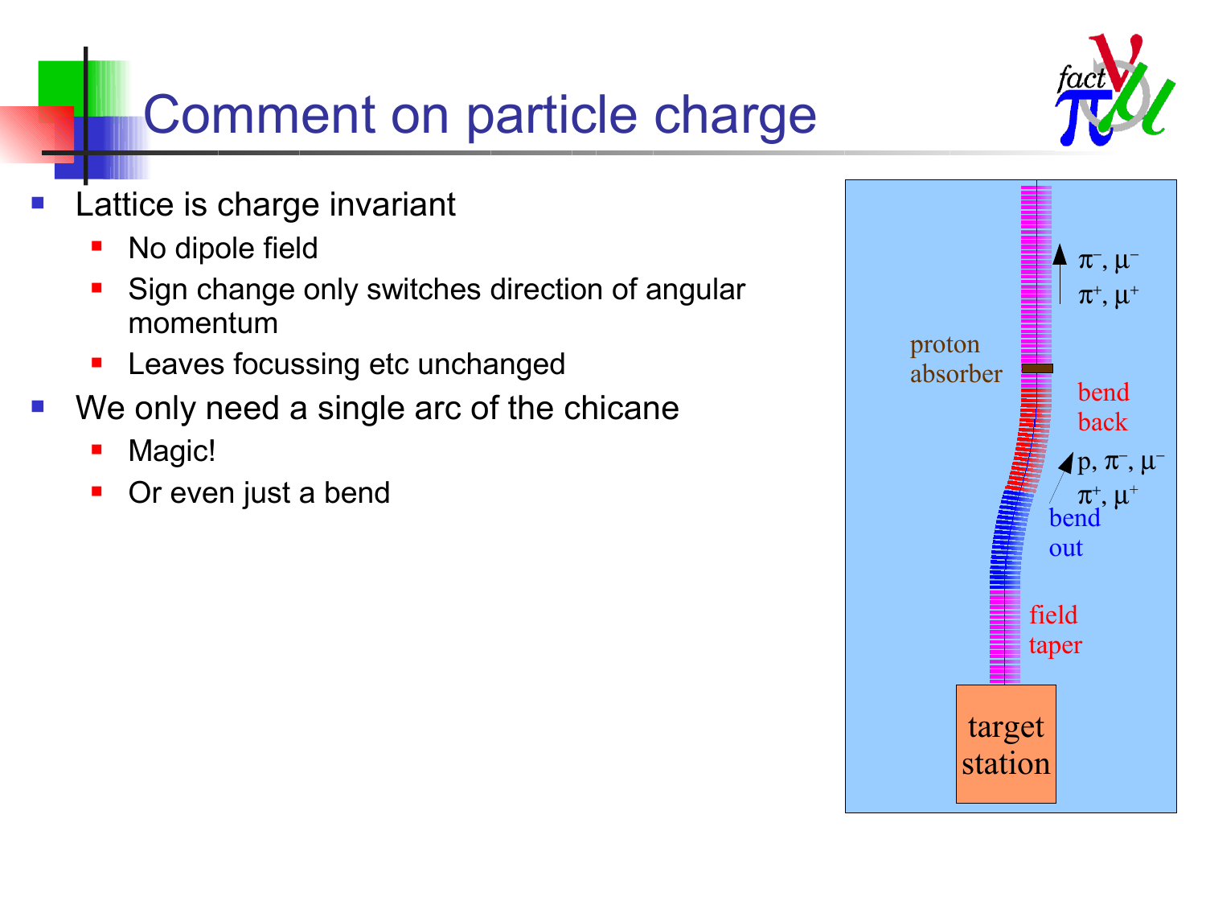# Comment on particle charge

- Lattice is charge invariant
  - No dipole field
  - Sign change only switches direction of angular momentum
  - Leaves focussing etc unchanged
- We only need a single arc of the chicane
  - Magic!
  - Or even just a bend

target station

field taper

bend out

bend back

proton absorber

p, $\pi^-$, $\mu^-$

$\pi^+$, $\mu^+$

$\pi^-$, $\mu^-$

$\pi^+$, $\mu^+$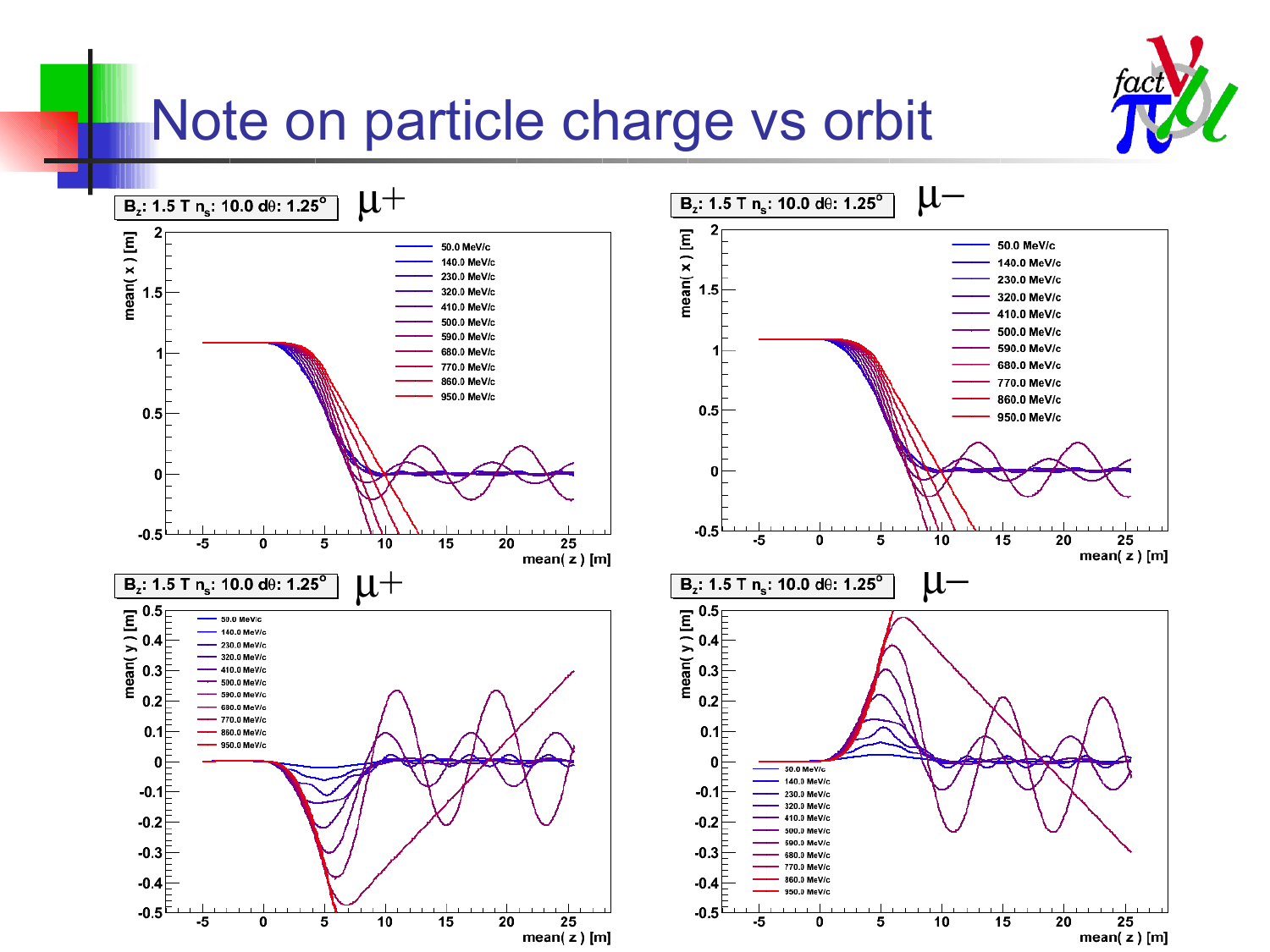# Note on particle charge vs orbit

$B_z$: 1.5 T $n_s$: 10.0 dθ: 1.25° $\mu+$

$B_z$: 1.5 T $n_s$: 10.0 dθ: 1.25° $\mu-$

$B_z$: 1.5 T $n_s$: 10.0 dθ: 1.25° $\mu+$

$B_z$: 1.5 T $n_s$: 10.0 dθ: 1.25° $\mu-$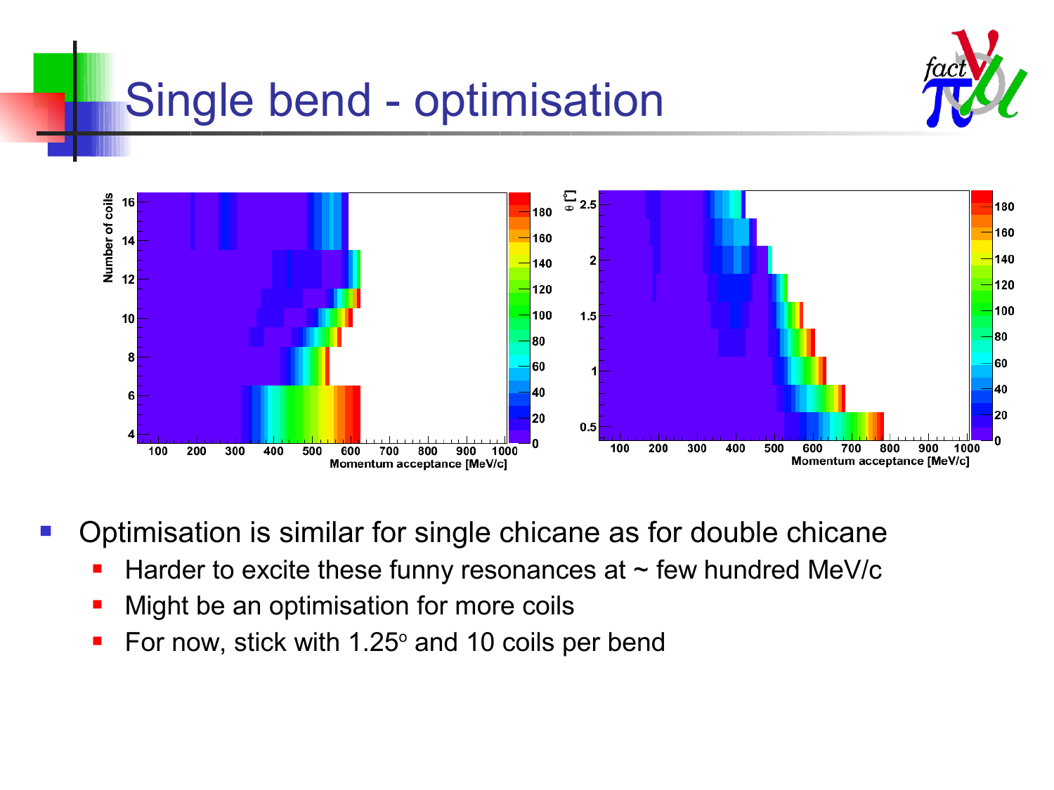# Single bend - optimisation

- Optimisation is similar for single chicane as for double chicane
  - Harder to excite these funny resonances at ~ few hundred MeV/c
  - Might be an optimisation for more coils
  - For now, stick with 1.25$^{o}$ and 10 coils per bend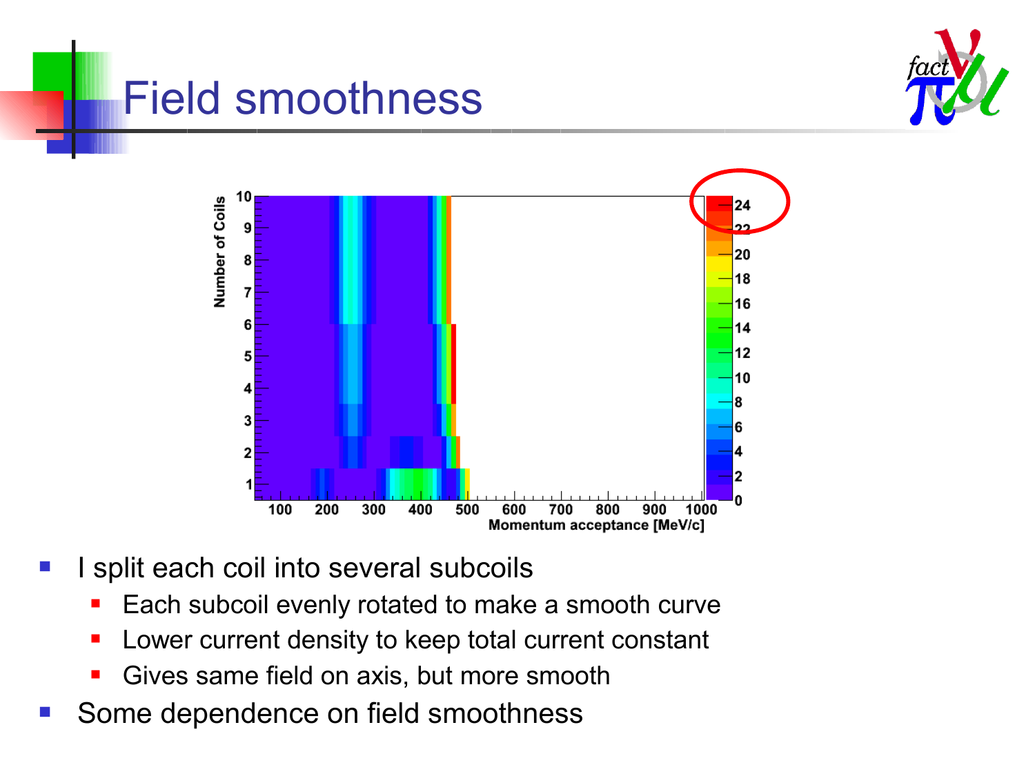# Field smoothness

- I split each coil into several subcoils
  - Each subcoil evenly rotated to make a smooth curve
  - Lower current density to keep total current constant
  - Gives same field on axis, but more smooth
- Some dependence on field smoothness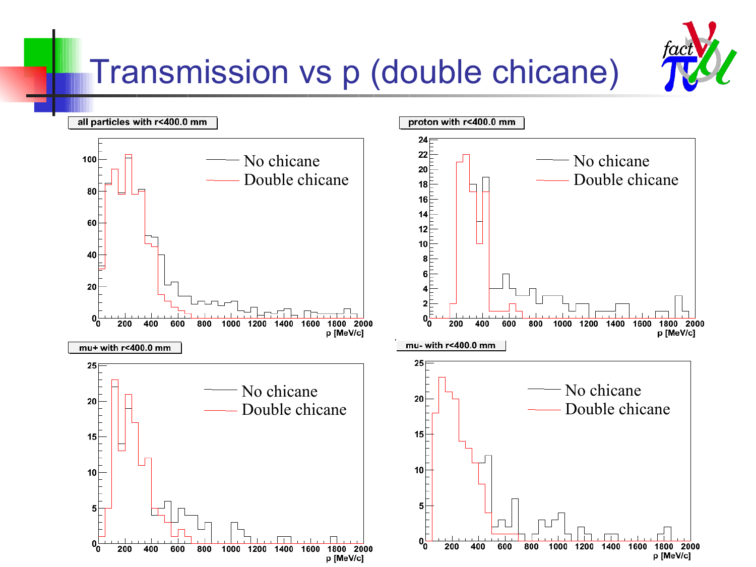# Transmission vs p (double chicane)

all particles with r<400.0 mm

No chicane
Double chicane

p [MeV/c]

proton with r<400.0 mm

No chicane
Double chicane

p [MeV/c]

mu+ with r<400.0 mm

No chicane
Double chicane

p [MeV/c]

mu- with r<400.0 mm

No chicane
Double chicane

p [MeV/c]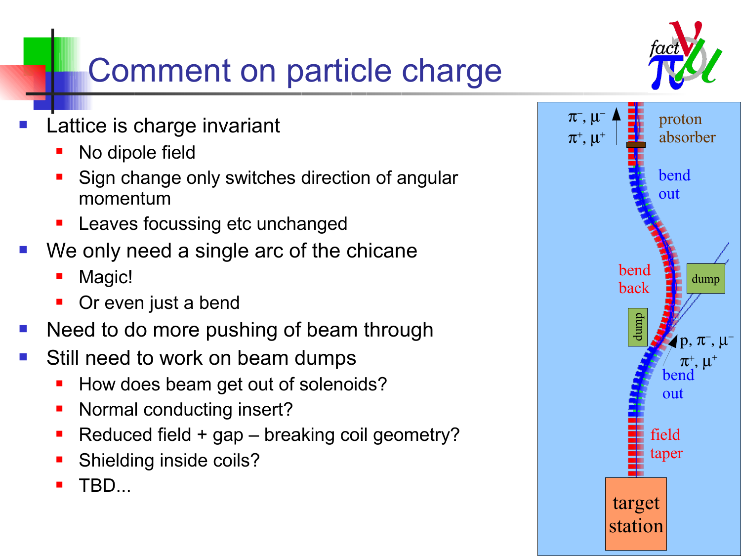# Comment on particle charge

- Lattice is charge invariant
  - No dipole field
  - Sign change only switches direction of angular momentum
  - Leaves focussing etc unchanged
- We only need a single arc of the chicane
  - Magic!
  - Or even just a bend
- Need to do more pushing of beam through
- Still need to work on beam dumps
  - How does beam get out of solenoids?
  - Normal conducting insert?
  - Reduced field + gap – breaking coil geometry?
  - Shielding inside coils?
  - TBD...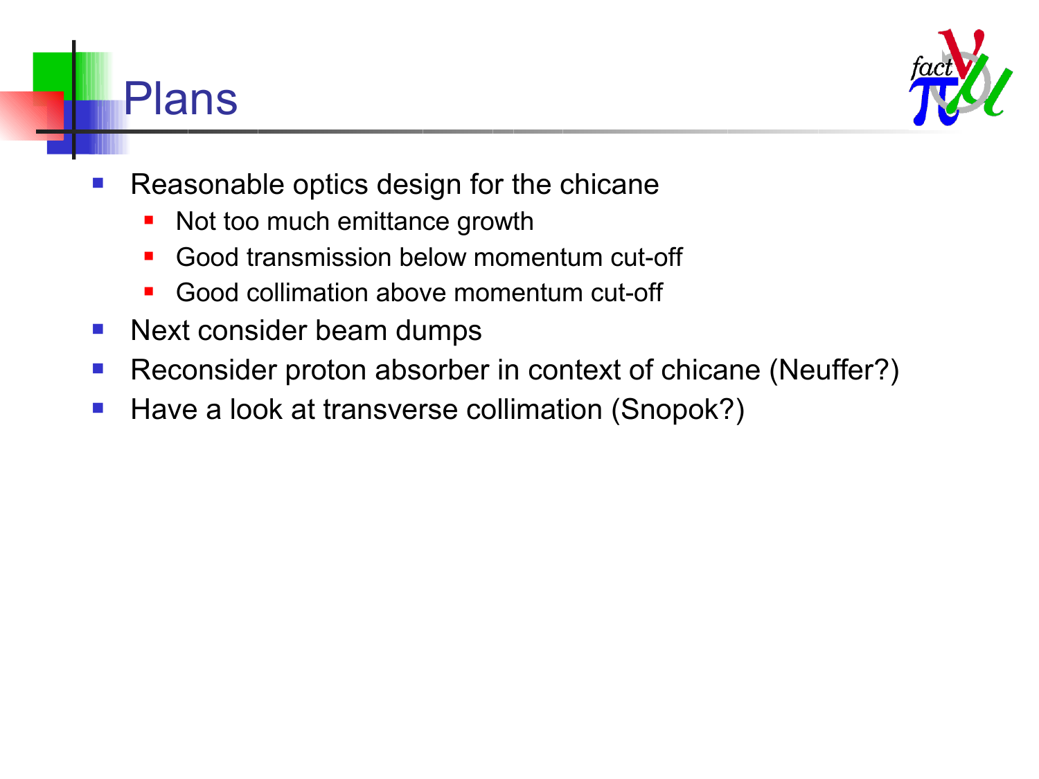# Plans

- Reasonable optics design for the chicane
  - Not too much emittance growth
  - Good transmission below momentum cut-off
  - Good collimation above momentum cut-off
- Next consider beam dumps
- Reconsider proton absorber in context of chicane (Neuffer?)
- Have a look at transverse collimation (Snopok?)